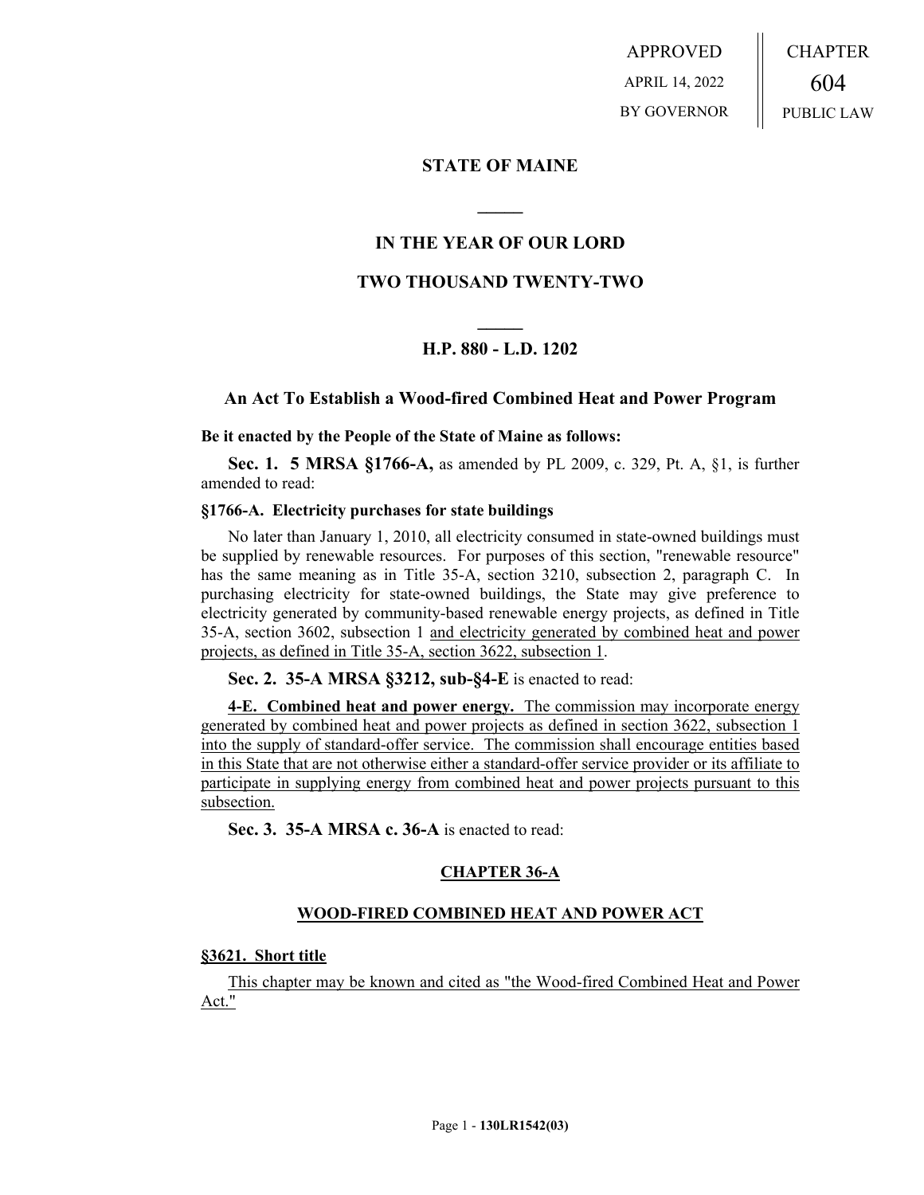APPROVED
APRIL 14, 2022
BY GOVERNOR

CHAPTER
604
PUBLIC LAW

# STATE OF MAINE

## IN THE YEAR OF OUR LORD

## TWO THOUSAND TWENTY-TWO

## H.P. 880 - L.D. 1202

### An Act To Establish a Wood-fired Combined Heat and Power Program

**Be it enacted by the People of the State of Maine as follows:**

**Sec. 1. 5 MRSA §1766-A,** as amended by PL 2009, c. 329, Pt. A, §1, is further amended to read:

**§1766-A. Electricity purchases for state buildings**

No later than January 1, 2010, all electricity consumed in state-owned buildings must be supplied by renewable resources. For purposes of this section, "renewable resource" has the same meaning as in Title 35-A, section 3210, subsection 2, paragraph C. In purchasing electricity for state-owned buildings, the State may give preference to electricity generated by community-based renewable energy projects, as defined in Title 35-A, section 3602, subsection 1 and electricity generated by combined heat and power projects, as defined in Title 35-A, section 3622, subsection 1.

**Sec. 2. 35-A MRSA §3212, sub-§4-E** is enacted to read:

**4-E. Combined heat and power energy.** The commission may incorporate energy generated by combined heat and power projects as defined in section 3622, subsection 1 into the supply of standard-offer service. The commission shall encourage entities based in this State that are not otherwise either a standard-offer service provider or its affiliate to participate in supplying energy from combined heat and power projects pursuant to this subsection.

**Sec. 3. 35-A MRSA c. 36-A** is enacted to read:

### CHAPTER 36-A

### WOOD-FIRED COMBINED HEAT AND POWER ACT

**§3621. Short title**

This chapter may be known and cited as "the Wood-fired Combined Heat and Power Act."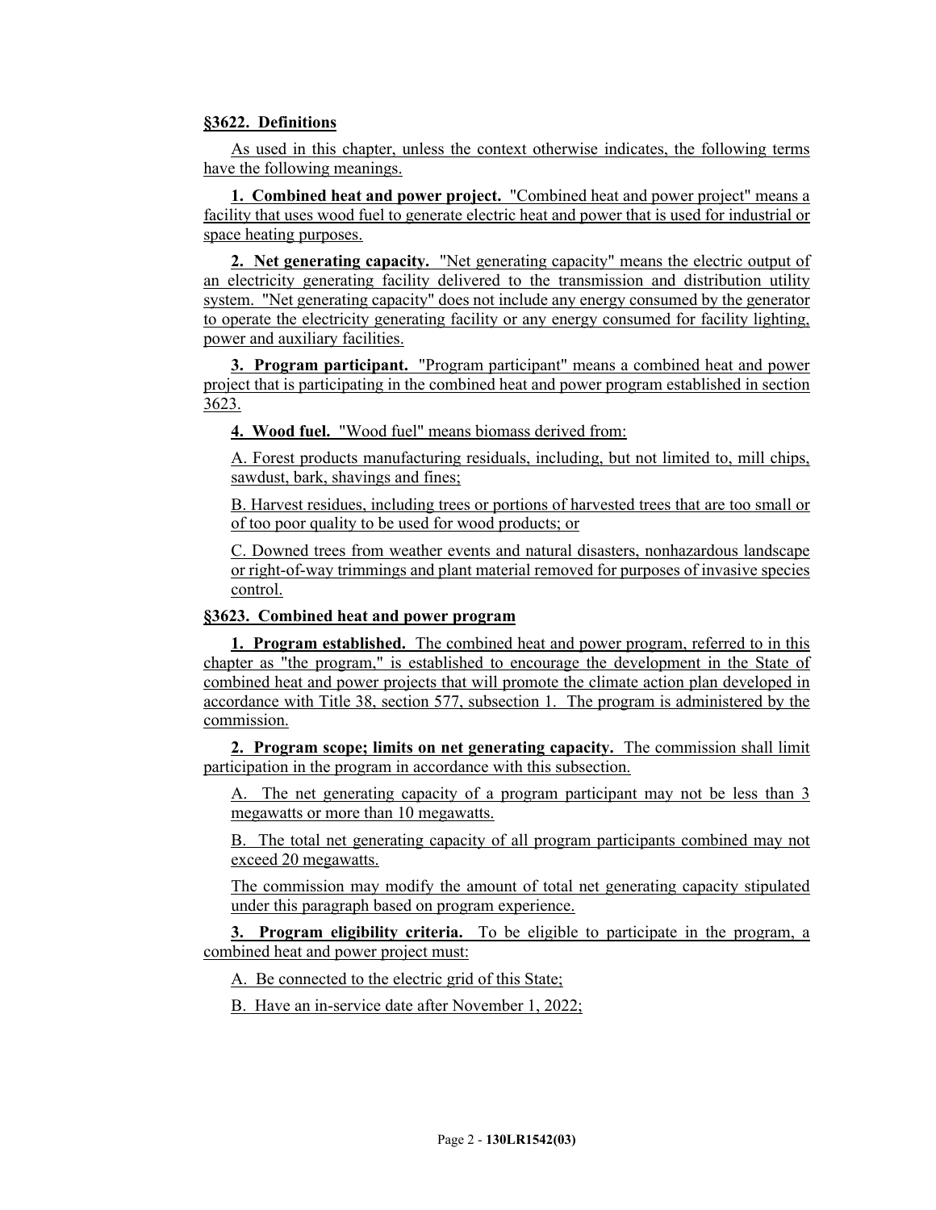**§3622. Definitions**

As used in this chapter, unless the context otherwise indicates, the following terms have the following meanings.

**1. Combined heat and power project.** "Combined heat and power project" means a facility that uses wood fuel to generate electric heat and power that is used for industrial or space heating purposes.

**2. Net generating capacity.** "Net generating capacity" means the electric output of an electricity generating facility delivered to the transmission and distribution utility system. "Net generating capacity" does not include any energy consumed by the generator to operate the electricity generating facility or any energy consumed for facility lighting, power and auxiliary facilities.

**3. Program participant.** "Program participant" means a combined heat and power project that is participating in the combined heat and power program established in section 3623.

**4. Wood fuel.** "Wood fuel" means biomass derived from:

A. Forest products manufacturing residuals, including, but not limited to, mill chips, sawdust, bark, shavings and fines;

B. Harvest residues, including trees or portions of harvested trees that are too small or of too poor quality to be used for wood products; or

C. Downed trees from weather events and natural disasters, nonhazardous landscape or right-of-way trimmings and plant material removed for purposes of invasive species control.

**§3623. Combined heat and power program**

**1. Program established.** The combined heat and power program, referred to in this chapter as "the program," is established to encourage the development in the State of combined heat and power projects that will promote the climate action plan developed in accordance with Title 38, section 577, subsection 1. The program is administered by the commission.

**2. Program scope; limits on net generating capacity.** The commission shall limit participation in the program in accordance with this subsection.

A. The net generating capacity of a program participant may not be less than 3 megawatts or more than 10 megawatts.

B. The total net generating capacity of all program participants combined may not exceed 20 megawatts.

The commission may modify the amount of total net generating capacity stipulated under this paragraph based on program experience.

**3. Program eligibility criteria.** To be eligible to participate in the program, a combined heat and power project must:

A. Be connected to the electric grid of this State;

B. Have an in-service date after November 1, 2022;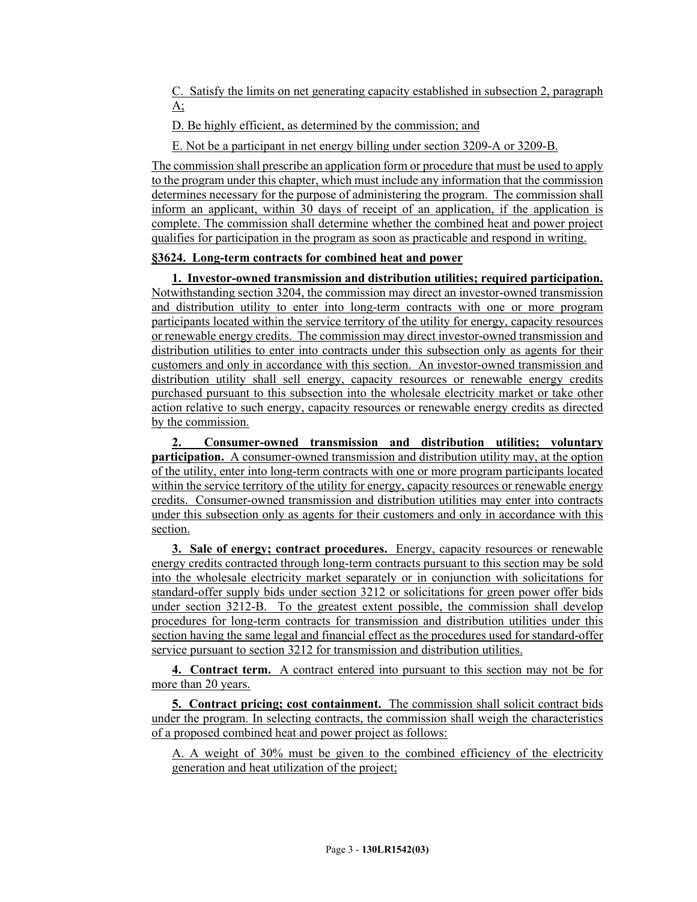C. Satisfy the limits on net generating capacity established in subsection 2, paragraph A;

D. Be highly efficient, as determined by the commission; and

E. Not be a participant in net energy billing under section 3209-A or 3209-B.

The commission shall prescribe an application form or procedure that must be used to apply to the program under this chapter, which must include any information that the commission determines necessary for the purpose of administering the program. The commission shall inform an applicant, within 30 days of receipt of an application, if the application is complete. The commission shall determine whether the combined heat and power project qualifies for participation in the program as soon as practicable and respond in writing.

**§3624. Long-term contracts for combined heat and power**

**1. Investor-owned transmission and distribution utilities; required participation.** Notwithstanding section 3204, the commission may direct an investor-owned transmission and distribution utility to enter into long-term contracts with one or more program participants located within the service territory of the utility for energy, capacity resources or renewable energy credits. The commission may direct investor-owned transmission and distribution utilities to enter into contracts under this subsection only as agents for their customers and only in accordance with this section. An investor-owned transmission and distribution utility shall sell energy, capacity resources or renewable energy credits purchased pursuant to this subsection into the wholesale electricity market or take other action relative to such energy, capacity resources or renewable energy credits as directed by the commission.

**2. Consumer-owned transmission and distribution utilities; voluntary participation.** A consumer-owned transmission and distribution utility may, at the option of the utility, enter into long-term contracts with one or more program participants located within the service territory of the utility for energy, capacity resources or renewable energy credits. Consumer-owned transmission and distribution utilities may enter into contracts under this subsection only as agents for their customers and only in accordance with this section.

**3. Sale of energy; contract procedures.** Energy, capacity resources or renewable energy credits contracted through long-term contracts pursuant to this section may be sold into the wholesale electricity market separately or in conjunction with solicitations for standard-offer supply bids under section 3212 or solicitations for green power offer bids under section 3212-B. To the greatest extent possible, the commission shall develop procedures for long-term contracts for transmission and distribution utilities under this section having the same legal and financial effect as the procedures used for standard-offer service pursuant to section 3212 for transmission and distribution utilities.

**4. Contract term.** A contract entered into pursuant to this section may not be for more than 20 years.

**5. Contract pricing; cost containment.** The commission shall solicit contract bids under the program. In selecting contracts, the commission shall weigh the characteristics of a proposed combined heat and power project as follows:

A. A weight of 30% must be given to the combined efficiency of the electricity generation and heat utilization of the project;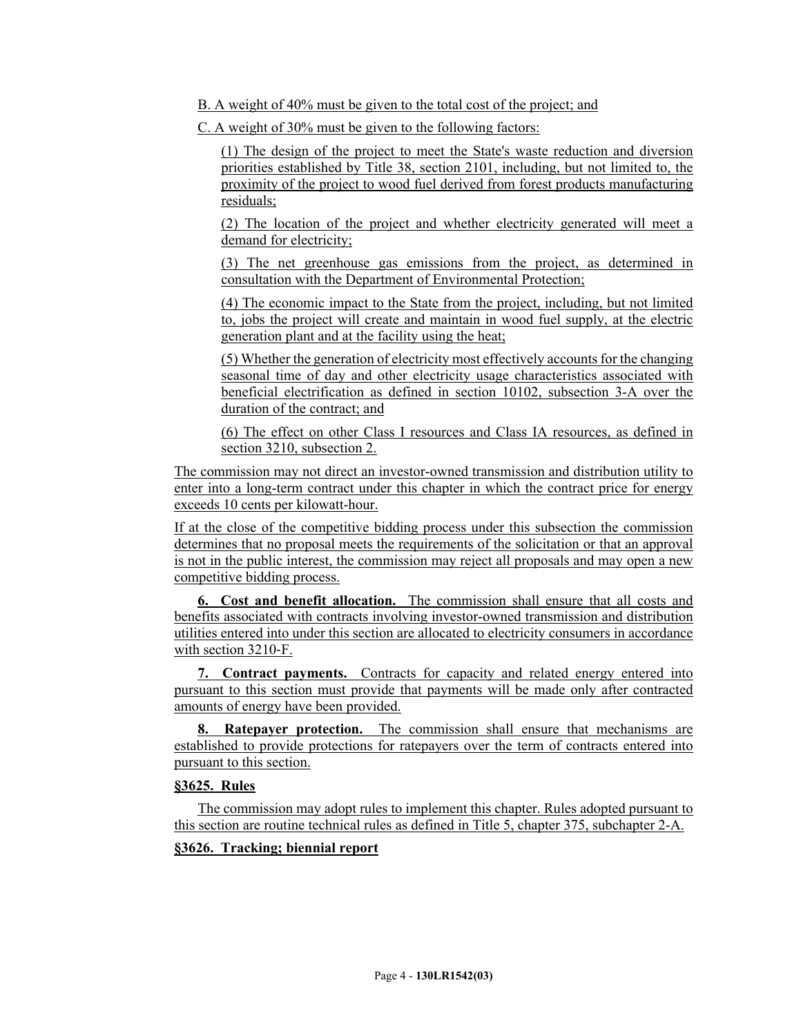B. A weight of 40% must be given to the total cost of the project; and

C. A weight of 30% must be given to the following factors:

(1) The design of the project to meet the State's waste reduction and diversion priorities established by Title 38, section 2101, including, but not limited to, the proximity of the project to wood fuel derived from forest products manufacturing residuals;

(2) The location of the project and whether electricity generated will meet a demand for electricity;

(3) The net greenhouse gas emissions from the project, as determined in consultation with the Department of Environmental Protection;

(4) The economic impact to the State from the project, including, but not limited to, jobs the project will create and maintain in wood fuel supply, at the electric generation plant and at the facility using the heat;

(5) Whether the generation of electricity most effectively accounts for the changing seasonal time of day and other electricity usage characteristics associated with beneficial electrification as defined in section 10102, subsection 3-A over the duration of the contract; and

(6) The effect on other Class I resources and Class IA resources, as defined in section 3210, subsection 2.

The commission may not direct an investor-owned transmission and distribution utility to enter into a long-term contract under this chapter in which the contract price for energy exceeds 10 cents per kilowatt-hour.

If at the close of the competitive bidding process under this subsection the commission determines that no proposal meets the requirements of the solicitation or that an approval is not in the public interest, the commission may reject all proposals and may open a new competitive bidding process.

**6. Cost and benefit allocation.** The commission shall ensure that all costs and benefits associated with contracts involving investor-owned transmission and distribution utilities entered into under this section are allocated to electricity consumers in accordance with section 3210-F.

**7. Contract payments.** Contracts for capacity and related energy entered into pursuant to this section must provide that payments will be made only after contracted amounts of energy have been provided.

**8. Ratepayer protection.** The commission shall ensure that mechanisms are established to provide protections for ratepayers over the term of contracts entered into pursuant to this section.

**§3625. Rules**

The commission may adopt rules to implement this chapter. Rules adopted pursuant to this section are routine technical rules as defined in Title 5, chapter 375, subchapter 2-A.

**§3626. Tracking; biennial report**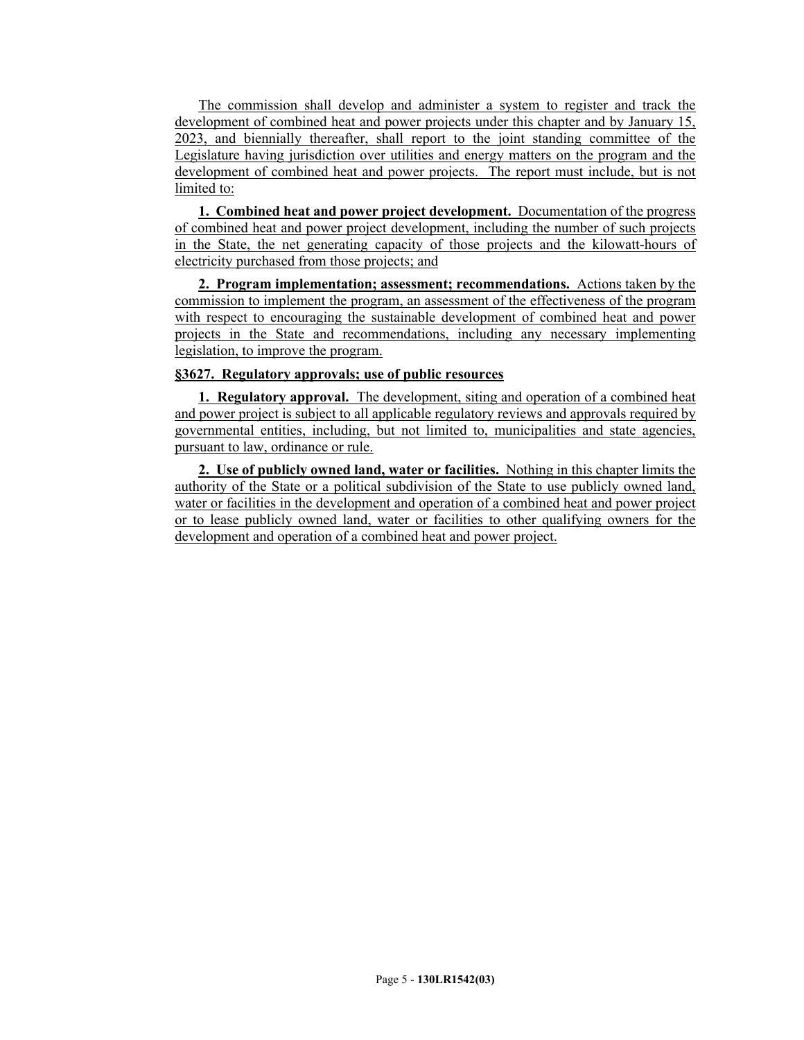The commission shall develop and administer a system to register and track the development of combined heat and power projects under this chapter and by January 15, 2023, and biennially thereafter, shall report to the joint standing committee of the Legislature having jurisdiction over utilities and energy matters on the program and the development of combined heat and power projects. The report must include, but is not limited to:

**1. Combined heat and power project development.** Documentation of the progress of combined heat and power project development, including the number of such projects in the State, the net generating capacity of those projects and the kilowatt-hours of electricity purchased from those projects; and

**2. Program implementation; assessment; recommendations.** Actions taken by the commission to implement the program, an assessment of the effectiveness of the program with respect to encouraging the sustainable development of combined heat and power projects in the State and recommendations, including any necessary implementing legislation, to improve the program.

**§3627. Regulatory approvals; use of public resources**

**1. Regulatory approval.** The development, siting and operation of a combined heat and power project is subject to all applicable regulatory reviews and approvals required by governmental entities, including, but not limited to, municipalities and state agencies, pursuant to law, ordinance or rule.

**2. Use of publicly owned land, water or facilities.** Nothing in this chapter limits the authority of the State or a political subdivision of the State to use publicly owned land, water or facilities in the development and operation of a combined heat and power project or to lease publicly owned land, water or facilities to other qualifying owners for the development and operation of a combined heat and power project.